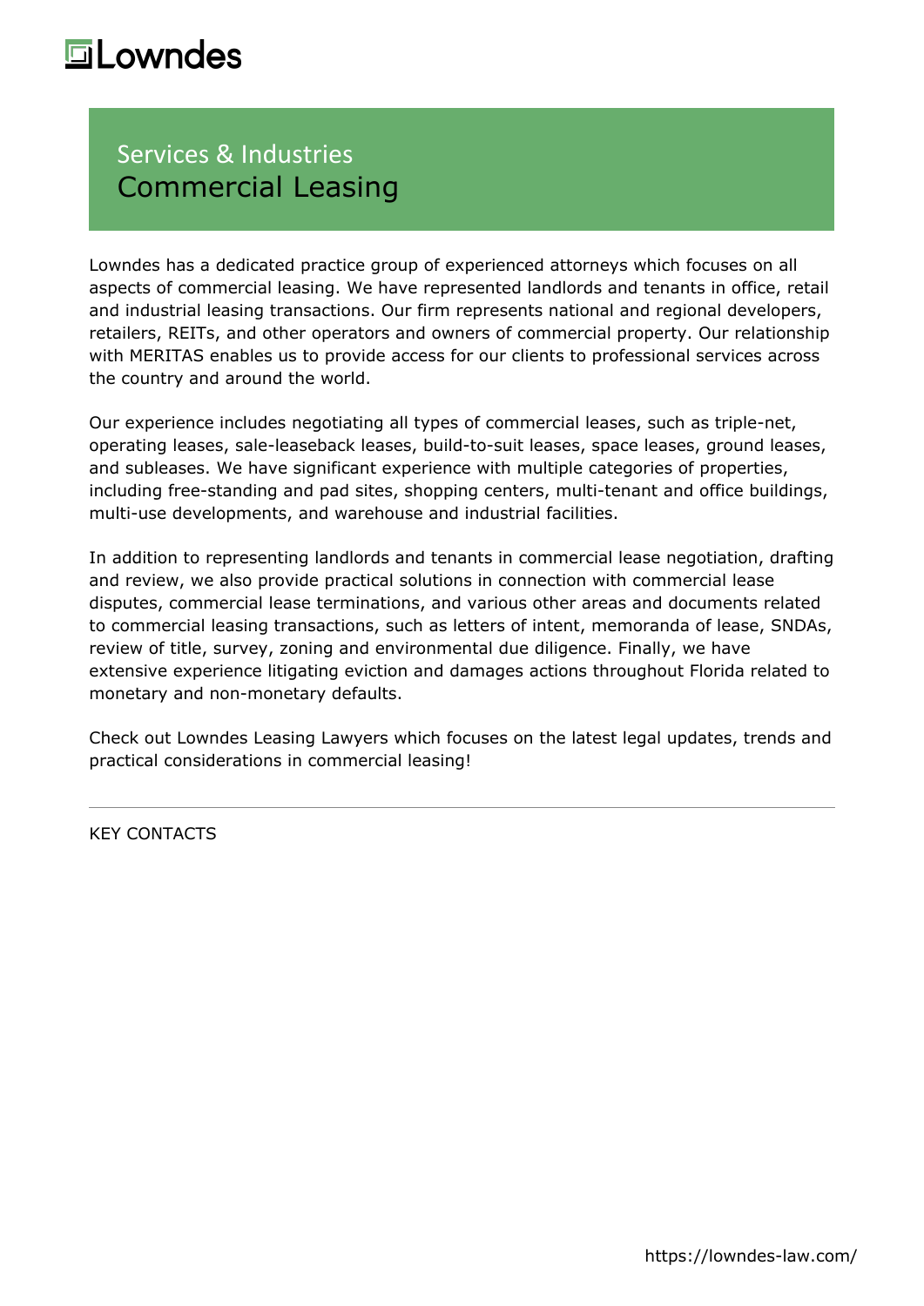# Lowndes

## Services & Industries

# Commercial Leasing

Lowndes has a dedicated practice group of experienced attorneys which focuses on all aspects of commercial leasing. We have represented landlords and tenants in office, retail and industrial leasing transactions. Our firm represents national and regional developers, retailers, REITs, and other operators and owners of commercial property. Our relationship with MERITAS enables us to provide access for our clients to professional services across the country and around the world.

Our experience includes negotiating all types of commercial leases, such as triple-net, operating leases, sale-leaseback leases, build-to-suit leases, space leases, ground leases, and subleases. We have significant experience with multiple categories of properties, including free-standing and pad sites, shopping centers, multi-tenant and office buildings, multi-use developments, and warehouse and industrial facilities.

In addition to representing landlords and tenants in commercial lease negotiation, drafting and review, we also provide practical solutions in connection with commercial lease disputes, commercial lease terminations, and various other areas and documents related to commercial leasing transactions, such as letters of intent, memoranda of lease, SNDAs, review of title, survey, zoning and environmental due diligence. Finally, we have extensive experience litigating eviction and damages actions throughout Florida related to monetary and non-monetary defaults.

Check out Lowndes Leasing Lawyers which focuses on the latest legal updates, trends and practical considerations in commercial leasing!

---

KEY CONTACTS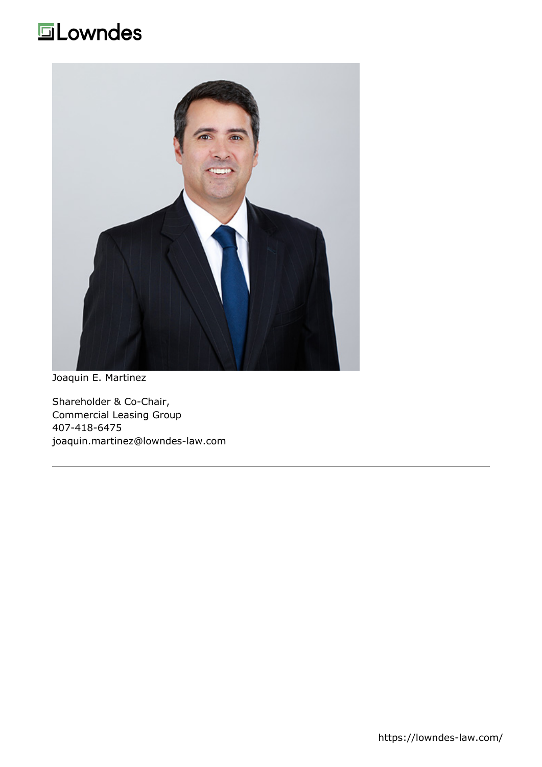Joaquin E. Martinez

Shareholder & Co-Chair,
Commercial Leasing Group
407-418-6475
joaquin.martinez@lowndes-law.com

---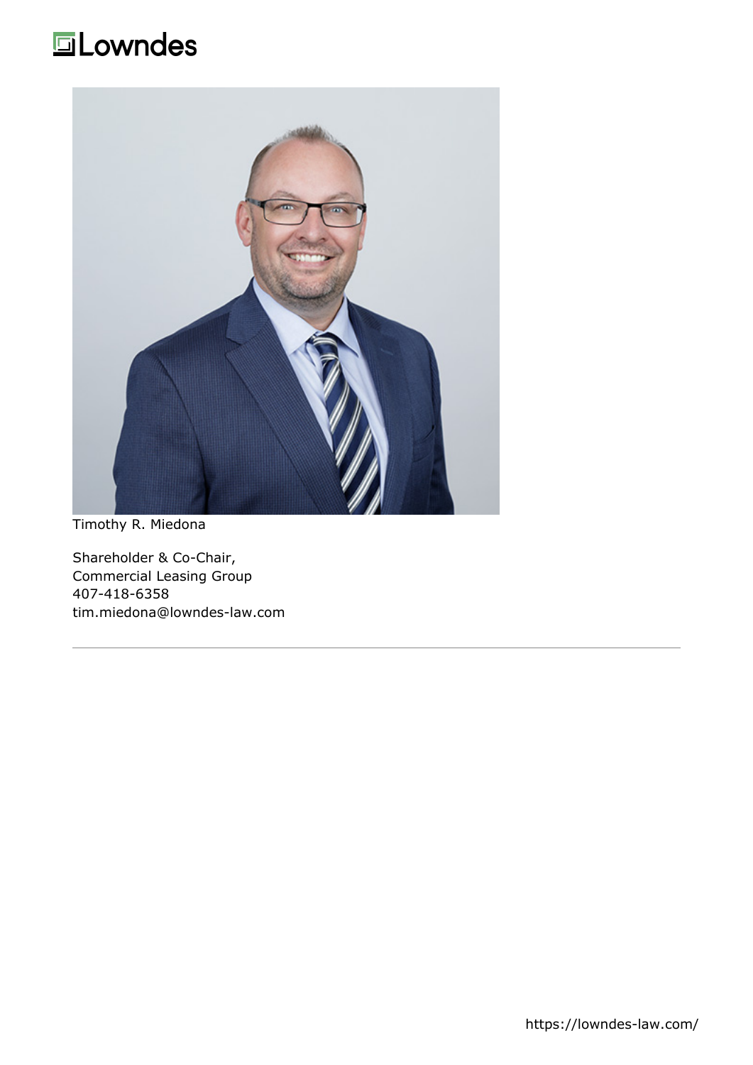Timothy R. Miedona

Shareholder & Co-Chair,
Commercial Leasing Group
407-418-6358
tim.miedona@lowndes-law.com

---